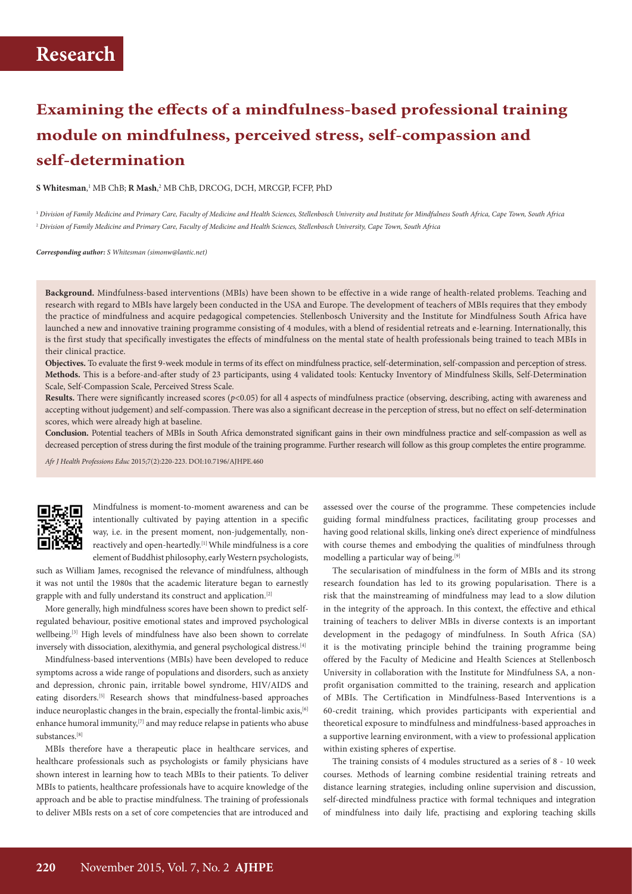# Research

# Examining the effects of a mindfulness-based professional training module on mindfulness, perceived stress, self-compassion and self-determination

**S Whitesman**,[1] MB ChB; **R Mash**,[2] MB ChB, DRCOG, DCH, MRCGP, FCFP, PhD

[1] *Division of Family Medicine and Primary Care, Faculty of Medicine and Health Sciences, Stellenbosch University and Institute for Mindfulness South Africa, Cape Town, South Africa*
[2] *Division of Family Medicine and Primary Care, Faculty of Medicine and Health Sciences, Stellenbosch University, Cape Town, South Africa*

***Corresponding author:** S Whitesman (simonw@lantic.net)*

**Background.** Mindfulness-based interventions (MBIs) have been shown to be effective in a wide range of health-related problems. Teaching and research with regard to MBIs have largely been conducted in the USA and Europe. The development of teachers of MBIs requires that they embody the practice of mindfulness and acquire pedagogical competencies. Stellenbosch University and the Institute for Mindfulness South Africa have launched a new and innovative training programme consisting of 4 modules, with a blend of residential retreats and e-learning. Internationally, this is the first study that specifically investigates the effects of mindfulness on the mental state of health professionals being trained to teach MBIs in their clinical practice.

**Objectives.** To evaluate the first 9-week module in terms of its effect on mindfulness practice, self-determination, self-compassion and perception of stress.

**Methods.** This is a before-and-after study of 23 participants, using 4 validated tools: Kentucky Inventory of Mindfulness Skills, Self-Determination Scale, Self-Compassion Scale, Perceived Stress Scale.

**Results.** There were significantly increased scores ($p<0.05$) for all 4 aspects of mindfulness practice (observing, describing, acting with awareness and accepting without judgement) and self-compassion. There was also a significant decrease in the perception of stress, but no effect on self-determination scores, which were already high at baseline.

**Conclusion.** Potential teachers of MBIs in South Africa demonstrated significant gains in their own mindfulness practice and self-compassion as well as decreased perception of stress during the first module of the training programme. Further research will follow as this group completes the entire programme.

*Afr J Health Professions Educ* 2015;7(2):220-223. DOI:10.7196/AJHPE.460

Mindfulness is moment-to-moment awareness and can be intentionally cultivated by paying attention in a specific way, i.e. in the present moment, non-judgementally, non-reactively and open-heartedly.[1] While mindfulness is a core element of Buddhist philosophy, early Western psychologists, such as William James, recognised the relevance of mindfulness, although it was not until the 1980s that the academic literature began to earnestly grapple with and fully understand its construct and application.[2]

More generally, high mindfulness scores have been shown to predict self-regulated behaviour, positive emotional states and improved psychological wellbeing.[3] High levels of mindfulness have also been shown to correlate inversely with dissociation, alexithymia, and general psychological distress.[4]

Mindfulness-based interventions (MBIs) have been developed to reduce symptoms across a wide range of populations and disorders, such as anxiety and depression, chronic pain, irritable bowel syndrome, HIV/AIDS and eating disorders.[5] Research shows that mindfulness-based approaches induce neuroplastic changes in the brain, especially the frontal-limbic axis,[6] enhance humoral immunity,[7] and may reduce relapse in patients who abuse substances.[8]

MBIs therefore have a therapeutic place in healthcare services, and healthcare professionals such as psychologists or family physicians have shown interest in learning how to teach MBIs to their patients. To deliver MBIs to patients, healthcare professionals have to acquire knowledge of the approach and be able to practise mindfulness. The training of professionals to deliver MBIs rests on a set of core competencies that are introduced and assessed over the course of the programme. These competencies include guiding formal mindfulness practices, facilitating group processes and having good relational skills, linking one's direct experience of mindfulness with course themes and embodying the qualities of mindfulness through modelling a particular way of being.[9]

The secularisation of mindfulness in the form of MBIs and its strong research foundation has led to its growing popularisation. There is a risk that the mainstreaming of mindfulness may lead to a slow dilution in the integrity of the approach. In this context, the effective and ethical training of teachers to deliver MBIs in diverse contexts is an important development in the pedagogy of mindfulness. In South Africa (SA) it is the motivating principle behind the training programme being offered by the Faculty of Medicine and Health Sciences at Stellenbosch University in collaboration with the Institute for Mindfulness SA, a non-profit organisation committed to the training, research and application of MBIs. The Certification in Mindfulness-Based Interventions is a 60-credit training, which provides participants with experiential and theoretical exposure to mindfulness and mindfulness-based approaches in a supportive learning environment, with a view to professional application within existing spheres of expertise.

The training consists of 4 modules structured as a series of 8 - 10 week courses. Methods of learning combine residential training retreats and distance learning strategies, including online supervision and discussion, self-directed mindfulness practice with formal techniques and integration of mindfulness into daily life, practising and exploring teaching skills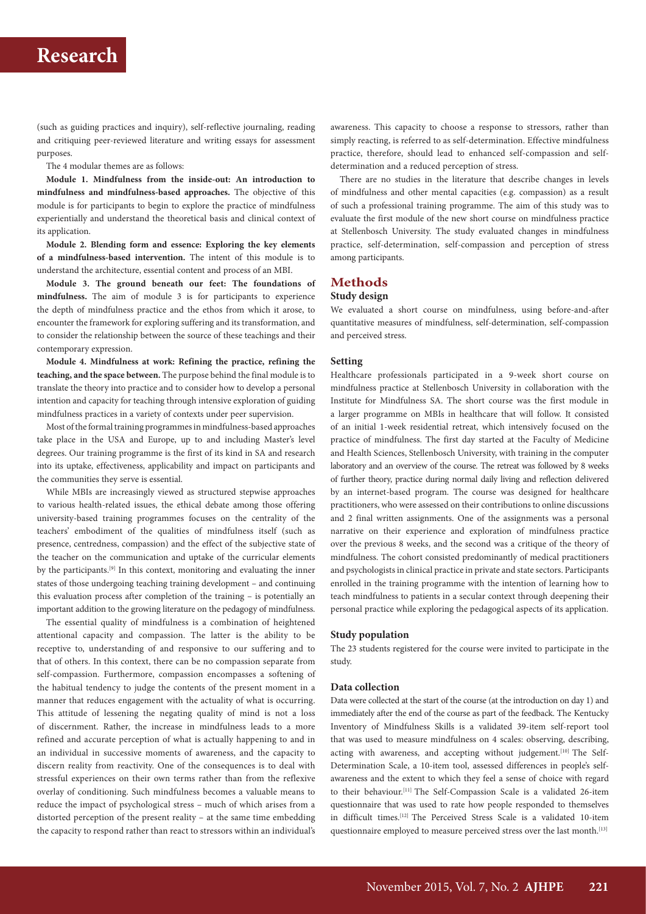(such as guiding practices and inquiry), self-reflective journaling, reading and critiquing peer-reviewed literature and writing essays for assessment purposes.

The 4 modular themes are as follows:

**Module 1. Mindfulness from the inside-out: An introduction to mindfulness and mindfulness-based approaches.** The objective of this module is for participants to begin to explore the practice of mindfulness experientially and understand the theoretical basis and clinical context of its application.

**Module 2. Blending form and essence: Exploring the key elements of a mindfulness-based intervention.** The intent of this module is to understand the architecture, essential content and process of an MBI.

**Module 3. The ground beneath our feet: The foundations of mindfulness.** The aim of module 3 is for participants to experience the depth of mindfulness practice and the ethos from which it arose, to encounter the framework for exploring suffering and its transformation, and to consider the relationship between the source of these teachings and their contemporary expression.

**Module 4. Mindfulness at work: Refining the practice, refining the teaching, and the space between.** The purpose behind the final module is to translate the theory into practice and to consider how to develop a personal intention and capacity for teaching through intensive exploration of guiding mindfulness practices in a variety of contexts under peer supervision.

Most of the formal training programmes in mindfulness-based approaches take place in the USA and Europe, up to and including Master's level degrees. Our training programme is the first of its kind in SA and research into its uptake, effectiveness, applicability and impact on participants and the communities they serve is essential.

While MBIs are increasingly viewed as structured stepwise approaches to various health-related issues, the ethical debate among those offering university-based training programmes focuses on the centrality of the teachers' embodiment of the qualities of mindfulness itself (such as presence, centredness, compassion) and the effect of the subjective state of the teacher on the communication and uptake of the curricular elements by the participants.[9] In this context, monitoring and evaluating the inner states of those undergoing teaching training development – and continuing this evaluation process after completion of the training – is potentially an important addition to the growing literature on the pedagogy of mindfulness.

The essential quality of mindfulness is a combination of heightened attentional capacity and compassion. The latter is the ability to be receptive to, understanding of and responsive to our suffering and to that of others. In this context, there can be no compassion separate from self-compassion. Furthermore, compassion encompasses a softening of the habitual tendency to judge the contents of the present moment in a manner that reduces engagement with the actuality of what is occurring. This attitude of lessening the negating quality of mind is not a loss of discernment. Rather, the increase in mindfulness leads to a more refined and accurate perception of what is actually happening to and in an individual in successive moments of awareness, and the capacity to discern reality from reactivity. One of the consequences is to deal with stressful experiences on their own terms rather than from the reflexive overlay of conditioning. Such mindfulness becomes a valuable means to reduce the impact of psychological stress – much of which arises from a distorted perception of the present reality – at the same time embedding the capacity to respond rather than react to stressors within an individual's awareness. This capacity to choose a response to stressors, rather than simply reacting, is referred to as self-determination. Effective mindfulness practice, therefore, should lead to enhanced self-compassion and self-determination and a reduced perception of stress.

There are no studies in the literature that describe changes in levels of mindfulness and other mental capacities (e.g. compassion) as a result of such a professional training programme. The aim of this study was to evaluate the first module of the new short course on mindfulness practice at Stellenbosch University. The study evaluated changes in mindfulness practice, self-determination, self-compassion and perception of stress among participants.

## Methods

### Study design

We evaluated a short course on mindfulness, using before-and-after quantitative measures of mindfulness, self-determination, self-compassion and perceived stress.

### Setting

Healthcare professionals participated in a 9-week short course on mindfulness practice at Stellenbosch University in collaboration with the Institute for Mindfulness SA. The short course was the first module in a larger programme on MBIs in healthcare that will follow. It consisted of an initial 1-week residential retreat, which intensively focused on the practice of mindfulness. The first day started at the Faculty of Medicine and Health Sciences, Stellenbosch University, with training in the computer laboratory and an overview of the course. The retreat was followed by 8 weeks of further theory, practice during normal daily living and reflection delivered by an internet-based program. The course was designed for healthcare practitioners, who were assessed on their contributions to online discussions and 2 final written assignments. One of the assignments was a personal narrative on their experience and exploration of mindfulness practice over the previous 8 weeks, and the second was a critique of the theory of mindfulness. The cohort consisted predominantly of medical practitioners and psychologists in clinical practice in private and state sectors. Participants enrolled in the training programme with the intention of learning how to teach mindfulness to patients in a secular context through deepening their personal practice while exploring the pedagogical aspects of its application.

### Study population

The 23 students registered for the course were invited to participate in the study.

### Data collection

Data were collected at the start of the course (at the introduction on day 1) and immediately after the end of the course as part of the feedback. The Kentucky Inventory of Mindfulness Skills is a validated 39-item self-report tool that was used to measure mindfulness on 4 scales: observing, describing, acting with awareness, and accepting without judgement.[10] The Self-Determination Scale, a 10-item tool, assessed differences in people's self-awareness and the extent to which they feel a sense of choice with regard to their behaviour.[11] The Self-Compassion Scale is a validated 26-item questionnaire that was used to rate how people responded to themselves in difficult times.[12] The Perceived Stress Scale is a validated 10-item questionnaire employed to measure perceived stress over the last month.[13]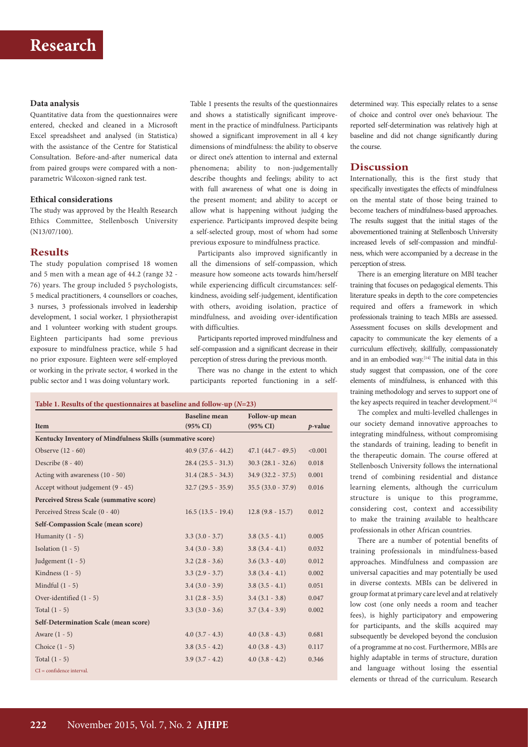### Data analysis

Quantitative data from the questionnaires were entered, checked and cleaned in a Microsoft Excel spreadsheet and analysed (in Statistica) with the assistance of the Centre for Statistical Consultation. Before-and-after numerical data from paired groups were compared with a non-parametric Wilcoxon-signed rank test.

### Ethical considerations

The study was approved by the Health Research Ethics Committee, Stellenbosch University (N13/07/100).

## Results

The study population comprised 18 women and 5 men with a mean age of 44.2 (range 32 - 76) years. The group included 5 psychologists, 5 medical practitioners, 4 counsellors or coaches, 3 nurses, 3 professionals involved in leadership development, 1 social worker, 1 physiotherapist and 1 volunteer working with student groups. Eighteen participants had some previous exposure to mindfulness practice, while 5 had no prior exposure. Eighteen were self-employed or working in the private sector, 4 worked in the public sector and 1 was doing voluntary work.

Table 1 presents the results of the questionnaires and shows a statistically significant improvement in the practice of mindfulness. Participants showed a significant improvement in all 4 key dimensions of mindfulness: the ability to observe or direct one's attention to internal and external phenomena; ability to non-judgementally describe thoughts and feelings; ability to act with full awareness of what one is doing in the present moment; and ability to accept or allow what is happening without judging the experience. Participants improved despite being a self-selected group, most of whom had some previous exposure to mindfulness practice.

Participants also improved significantly in all the dimensions of self-compassion, which measure how someone acts towards him/herself while experiencing difficult circumstances: self-kindness, avoiding self-judgement, identification with others, avoiding isolation, practice of mindfulness, and avoiding over-identification with difficulties.

Participants reported improved mindfulness and self-compassion and a significant decrease in their perception of stress during the previous month.

There was no change in the extent to which participants reported functioning in a self-determined way. This especially relates to a sense of choice and control over one's behaviour. The reported self-determination was relatively high at baseline and did not change significantly during the course.

**Table 1. Results of the questionnaires at baseline and follow-up (*N*=23)**

| Item | Baseline mean (95% CI) | Follow-up mean (95% CI) | *p*-value |
|---|---|---|---|
| **Kentucky Inventory of Mindfulness Skills (summative score)** | | | |
| Observe (12 - 60) | 40.9 (37.6 - 44.2) | 47.1 (44.7 - 49.5) | <0.001 |
| Describe (8 - 40) | 28.4 (25.5 - 31.3) | 30.3 (28.1 - 32.6) | 0.018 |
| Acting with awareness (10 - 50) | 31.4 (28.5 - 34.3) | 34.9 (32.2 - 37.5) | 0.001 |
| Accept without judgement (9 - 45) | 32.7 (29.5 - 35.9) | 35.5 (33.0 - 37.9) | 0.016 |
| **Perceived Stress Scale (summative score)** | | | |
| Perceived Stress Scale (0 - 40) | 16.5 (13.5 - 19.4) | 12.8 (9.8 - 15.7) | 0.012 |
| **Self-Compassion Scale (mean score)** | | | |
| Humanity (1 - 5) | 3.3 (3.0 - 3.7) | 3.8 (3.5 - 4.1) | 0.005 |
| Isolation (1 - 5) | 3.4 (3.0 - 3.8) | 3.8 (3.4 - 4.1) | 0.032 |
| Judgement (1 - 5) | 3.2 (2.8 - 3.6) | 3.6 (3.3 - 4.0) | 0.012 |
| Kindness (1 - 5) | 3.3 (2.9 - 3.7) | 3.8 (3.4 - 4.1) | 0.002 |
| Mindful (1 - 5) | 3.4 (3.0 - 3.9) | 3.8 (3.5 - 4.1) | 0.051 |
| Over-identified (1 - 5) | 3.1 (2.8 - 3.5) | 3.4 (3.1 - 3.8) | 0.047 |
| Total (1 - 5) | 3.3 (3.0 - 3.6) | 3.7 (3.4 - 3.9) | 0.002 |
| **Self-Determination Scale (mean score)** | | | |
| Aware (1 - 5) | 4.0 (3.7 - 4.3) | 4.0 (3.8 - 4.3) | 0.681 |
| Choice (1 - 5) | 3.8 (3.5 - 4.2) | 4.0 (3.8 - 4.3) | 0.117 |
| Total (1 - 5) | 3.9 (3.7 - 4.2) | 4.0 (3.8 - 4.2) | 0.346 |

CI = confidence interval.

## Discussion

Internationally, this is the first study that specifically investigates the effects of mindfulness on the mental state of those being trained to become teachers of mindfulness-based approaches. The results suggest that the initial stages of the abovementioned training at Stellenbosch University increased levels of self-compassion and mindfulness, which were accompanied by a decrease in the perception of stress.

There is an emerging literature on MBI teacher training that focuses on pedagogical elements. This literature speaks in depth to the core competencies required and offers a framework in which professionals training to teach MBIs are assessed. Assessment focuses on skills development and capacity to communicate the key elements of a curriculum effectively, skillfully, compassionately and in an embodied way.[14] The initial data in this study suggest that compassion, one of the core elements of mindfulness, is enhanced with this training methodology and serves to support one of the key aspects required in teacher development.[14]

The complex and multi-levelled challenges in our society demand innovative approaches to integrating mindfulness, without compromising the standards of training, leading to benefit in the therapeutic domain. The course offered at Stellenbosch University follows the international trend of combining residential and distance learning elements, although the curriculum structure is unique to this programme, considering cost, context and accessibility to make the training available to healthcare professionals in other African countries.

There are a number of potential benefits of training professionals in mindfulness-based approaches. Mindfulness and compassion are universal capacities and may potentially be used in diverse contexts. MBIs can be delivered in group format at primary care level and at relatively low cost (one only needs a room and teacher fees), is highly participatory and empowering for participants, and the skills acquired may subsequently be developed beyond the conclusion of a programme at no cost. Furthermore, MBIs are highly adaptable in terms of structure, duration and language without losing the essential elements or thread of the curriculum. Research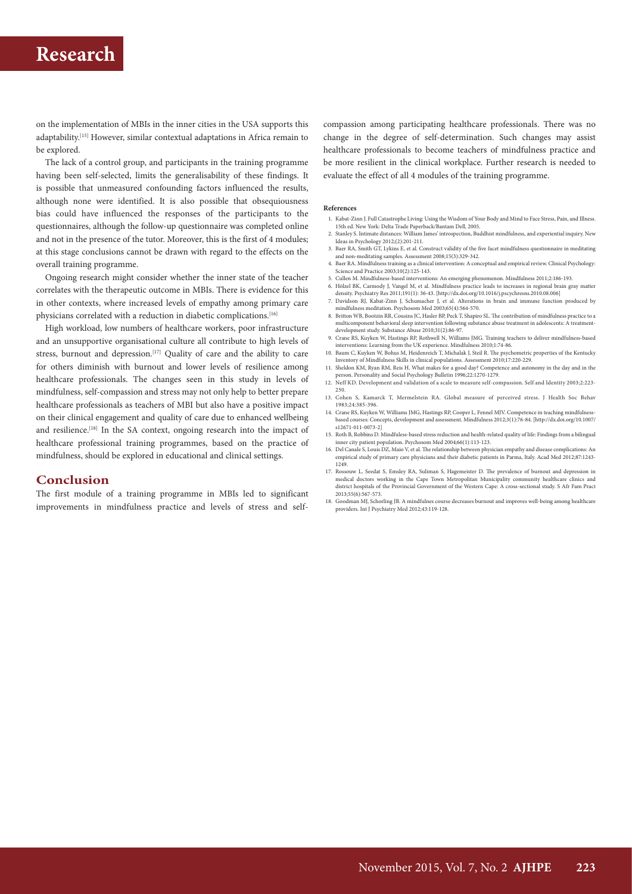on the implementation of MBIs in the inner cities in the USA supports this adaptability.[15] However, similar contextual adaptations in Africa remain to be explored.

The lack of a control group, and participants in the training programme having been self-selected, limits the generalisability of these findings. It is possible that unmeasured confounding factors influenced the results, although none were identified. It is also possible that obsequiousness bias could have influenced the responses of the participants to the questionnaires, although the follow-up questionnaire was completed online and not in the presence of the tutor. Moreover, this is the first of 4 modules; at this stage conclusions cannot be drawn with regard to the effects on the overall training programme.

Ongoing research might consider whether the inner state of the teacher correlates with the therapeutic outcome in MBIs. There is evidence for this in other contexts, where increased levels of empathy among primary care physicians correlated with a reduction in diabetic complications.[16]

High workload, low numbers of healthcare workers, poor infrastructure and an unsupportive organisational culture all contribute to high levels of stress, burnout and depression.[17] Quality of care and the ability to care for others diminish with burnout and lower levels of resilience among healthcare professionals. The changes seen in this study in levels of mindfulness, self-compassion and stress may not only help to better prepare healthcare professionals as teachers of MBI but also have a positive impact on their clinical engagement and quality of care due to enhanced wellbeing and resilience.[18] In the SA context, ongoing research into the impact of healthcare professional training programmes, based on the practice of mindfulness, should be explored in educational and clinical settings.

## Conclusion

The first module of a training programme in MBIs led to significant improvements in mindfulness practice and levels of stress and self-compassion among participating healthcare professionals. There was no change in the degree of self-determination. Such changes may assist healthcare professionals to become teachers of mindfulness practice and be more resilient in the clinical workplace. Further research is needed to evaluate the effect of all 4 modules of the training programme.

#### References

1. Kabat-Zinn J. Full Catastrophe Living: Using the Wisdom of Your Body and Mind to Face Stress, Pain, and Illness. 15th ed. New York: Delta Trade Paperback/Bantam Dell, 2005.
2. Stanley S. Intimate distances: William James' introspection, Buddhist mindfulness, and experiential inquiry. New Ideas in Psychology 2012;(2):201-211.
3. Baer RA, Smith GT, Lykins E, et al. Construct validity of the five facet mindfulness questionnaire in meditating and non-meditating samples. Assessment 2008;15(3):329-342.
4. Baer RA. Mindfulness training as a clinical intervention: A conceptual and empirical review. Clinical Psychology: Science and Practice 2003;10(2):125-143.
5. Cullen M. Mindfulness-based interventions: An emerging phenomenon. Mindfulness 2011;2:186-193.
6. Hölzel BK, Carmody J, Vangel M, et al. Mindfulness practice leads to increases in regional brain gray matter density. Psychiatry Res 2011;191(1): 36-43. [http://dx.doi.org/10.1016/j.pscychresns.2010.08.006]
7. Davidson RJ, Kabat-Zinn J, Schumacher J, et al. Alterations in brain and immune function produced by mindfulness meditation. Psychosom Med 2003;65(4):564-570.
8. Britton WB, Bootzin RR, Cousins JC, Hasler BP, Peck T, Shapiro SL. The contribution of mindfulness practice to a multicomponent behavioral sleep intervention following substance abuse treatment in adolescents: A treatment-development study. Substance Abuse 2010;31(2):86-97.
9. Crane RS, Kuyken W, Hastings RP, Rothwell N, Williams JMG. Training teachers to deliver mindfulness-based interventions: Learning from the UK experience. Mindfulness 2010;1:74-86.
10. Baum C, Kuyken W, Bohus M, Heidenreich T, Michalak J, Steil R. The psychometric properties of the Kentucky Inventory of Mindfulness Skills in clinical populations. Assessment 2010;17:220-229.
11. Sheldon KM, Ryan RM, Reis H. What makes for a good day? Competence and autonomy in the day and in the person. Personality and Social Psychology Bulletin 1996;22:1270-1279.
12. Neff KD. Development and validation of a scale to measure self-compassion. Self and Identity 2003;2:223-250.
13. Cohen S, Kamarck T, Mermelstein RA. Global measure of perceived stress. J Health Soc Behav 1983;24:385-396.
14. Crane RS, Kuyken W, Williams JMG, Hastings RP, Cooper L, Fennel MJV. Competence in teaching mindfulness-based courses: Concepts, development and assessment. Mindfulness 2012;3(1):76-84. [http://dx.doi.org/10.1007/s12671-011-0073-2]
15. Roth B, Robbins D. Mindfuless-based stress reduction and health-related quality of life: Findings from a bilingual inner city patient population. Psychosom Med 2004;66(1):113-123.
16. Del Canale S, Louis DZ, Maio V, et al. The relationship between physician empathy and disease complications: An empirical study of primary care physicians and their diabetic patients in Parma, Italy. Acad Med 2012;87:1243-1249.
17. Rossouw L, Seedat S, Emsley RA, Suliman S, Hagemeister D. The prevalence of burnout and depression in medical doctors working in the Cape Town Metropolitan Municipality community healthcare clinics and district hospitals of the Provincial Government of the Western Cape: A cross-sectional study. S Afr Fam Pract 2013;55(6):567-573.
18. Goodman MJ, Schorling JB. A mindfulnes course decreases burnout and improves well-being among healthcare providers. Int J Psychiatry Med 2012;43:119-128.